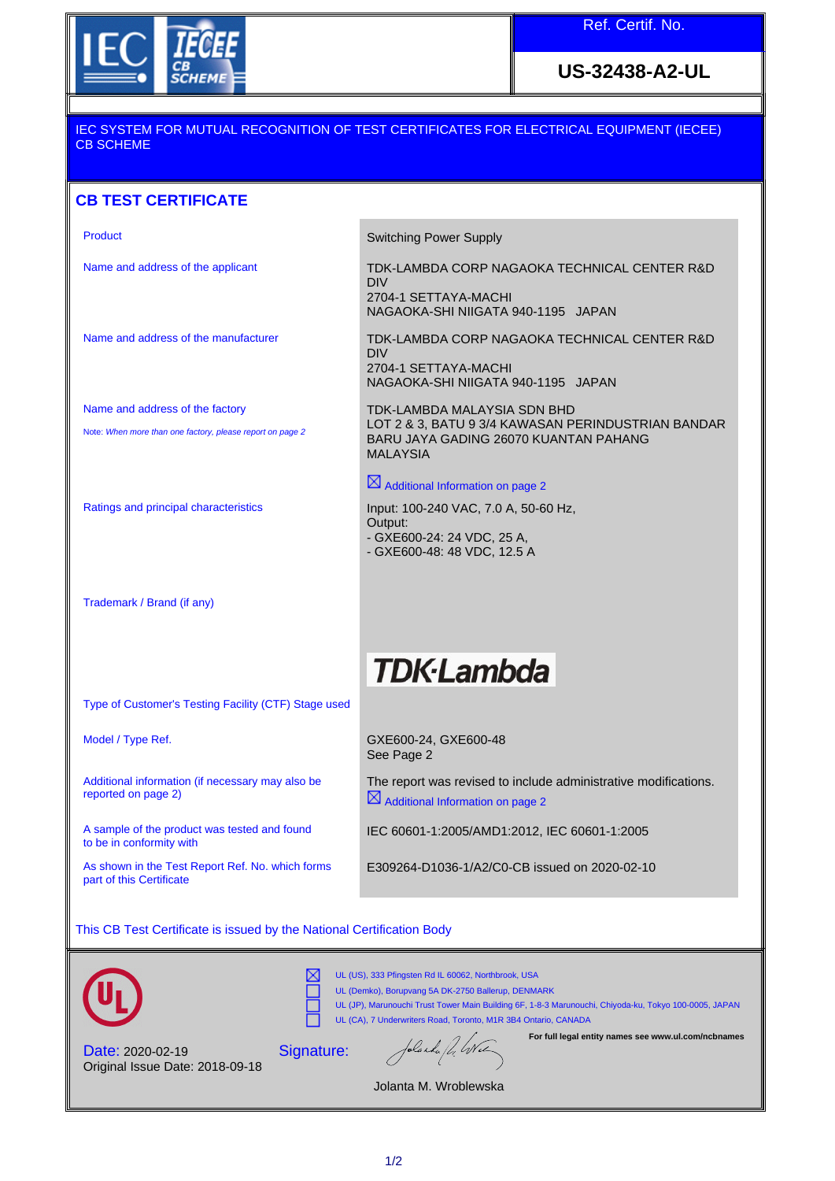Ref. Certif. No.

**US-32438-A2-UL**

IEC SYSTEM FOR MUTUAL RECOGNITION OF TEST CERTIFICATES FOR ELECTRICAL EQUIPMENT (IECEE) CB SCHEME

## CB TEST CERTIFICATE

| | |
|---|---|
| Product | Switching Power Supply |
| Name and address of the applicant | TDK-LAMBDA CORP NAGAOKA TECHNICAL CENTER R&D DIV<br>2704-1 SETTAYA-MACHI<br>NAGAOKA-SHI NIIGATA 940-1195 JAPAN |
| Name and address of the manufacturer | TDK-LAMBDA CORP NAGAOKA TECHNICAL CENTER R&D DIV<br>2704-1 SETTAYA-MACHI<br>NAGAOKA-SHI NIIGATA 940-1195 JAPAN |
| Name and address of the factory<br>Note: *When more than one factory, please report on page 2* | TDK-LAMBDA MALAYSIA SDN BHD<br>LOT 2 & 3, BATU 9 3/4 KAWASAN PERINDUSTRIAN BANDAR BARU JAYA GADING 26070 KUANTAN PAHANG MALAYSIA<br>☒ Additional Information on page 2 |
| Ratings and principal characteristics | Input: 100-240 VAC, 7.0 A, 50-60 Hz,<br>Output:<br>- GXE600-24: 24 VDC, 25 A,<br>- GXE600-48: 48 VDC, 12.5 A |
| Trademark / Brand (if any) | TDK·Lambda |
| Type of Customer's Testing Facility (CTF) Stage used | |
| Model / Type Ref. | GXE600-24, GXE600-48<br>See Page 2 |
| Additional information (if necessary may also be reported on page 2) | The report was revised to include administrative modifications.<br>☒ Additional Information on page 2 |
| A sample of the product was tested and found to be in conformity with | IEC 60601-1:2005/AMD1:2012, IEC 60601-1:2005 |
| As shown in the Test Report Ref. No. which forms part of this Certificate | E309264-D1036-1/A2/C0-CB issued on 2020-02-10 |

This CB Test Certificate is issued by the National Certification Body

☒ UL (US), 333 Pfingsten Rd IL 60062, Northbrook, USA
☐ UL (Demko), Borupvang 5A DK-2750 Ballerup, DENMARK
☐ UL (JP), Marunouchi Trust Tower Main Building 6F, 1-8-3 Marunouchi, Chiyoda-ku, Tokyo 100-0005, JAPAN
☐ UL (CA), 7 Underwriters Road, Toronto, M1R 3B4 Ontario, CANADA

**For full legal entity names see www.ul.com/ncbnames**

Date: 2020-02-19
Original Issue Date: 2018-09-18

Signature:

Jolanta M. Wroblewska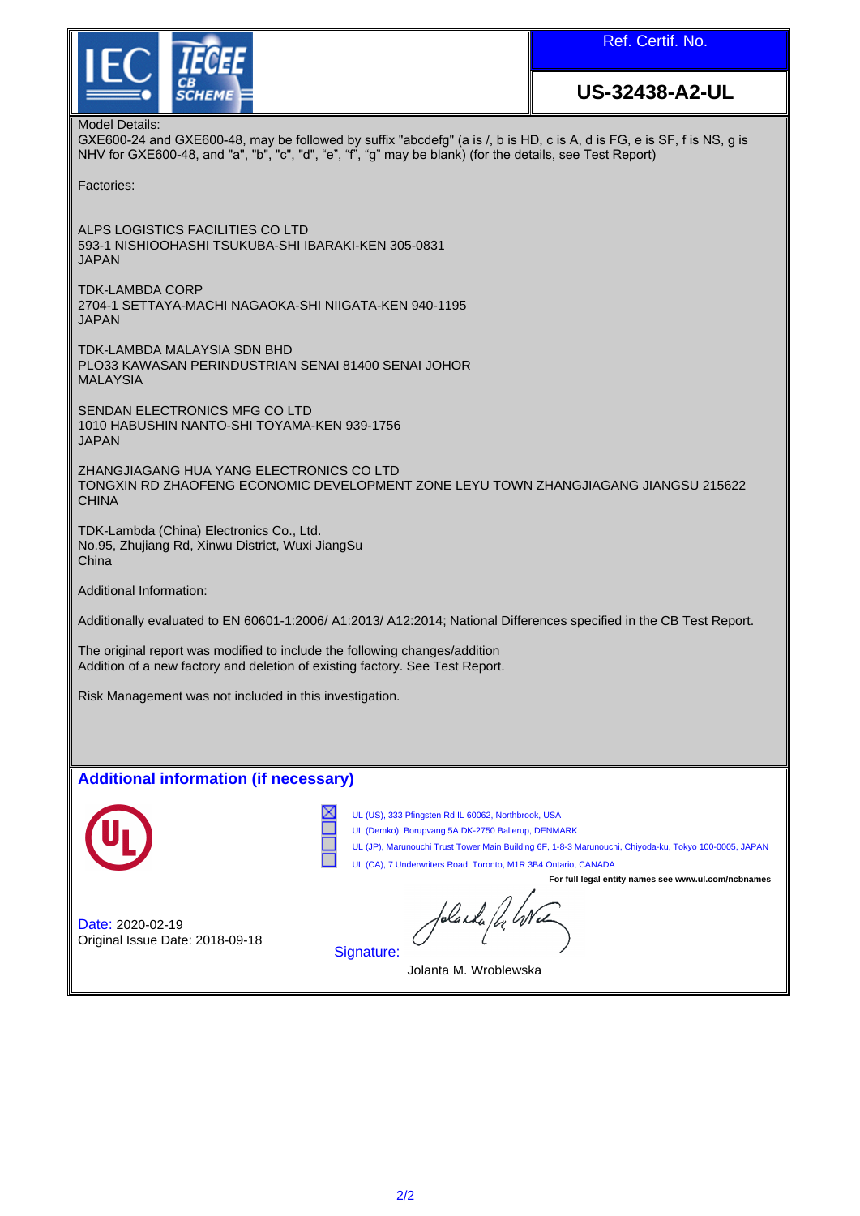Ref. Certif. No.

**US-32438-A2-UL**

Model Details:
GXE600-24 and GXE600-48, may be followed by suffix "abcdefg" (a is /, b is HD, c is A, d is FG, e is SF, f is NS, g is NHV for GXE600-48, and "a", "b", "c", "d", "e", "f", "g" may be blank) (for the details, see Test Report)

Factories:

ALPS LOGISTICS FACILITIES CO LTD
593-1 NISHIOOHASHI TSUKUBA-SHI IBARAKI-KEN 305-0831
JAPAN

TDK-LAMBDA CORP
2704-1 SETTAYA-MACHI NAGAOKA-SHI NIIGATA-KEN 940-1195
JAPAN

TDK-LAMBDA MALAYSIA SDN BHD
PLO33 KAWASAN PERINDUSTRIAN SENAI 81400 SENAI JOHOR
MALAYSIA

SENDAN ELECTRONICS MFG CO LTD
1010 HABUSHIN NANTO-SHI TOYAMA-KEN 939-1756
JAPAN

ZHANGJIAGANG HUA YANG ELECTRONICS CO LTD
TONGXIN RD ZHAOFENG ECONOMIC DEVELOPMENT ZONE LEYU TOWN ZHANGJIAGANG JIANGSU 215622
CHINA

TDK-Lambda (China) Electronics Co., Ltd.
No.95, Zhujiang Rd, Xinwu District, Wuxi JiangSu
China

Additional Information:

Additionally evaluated to EN 60601-1:2006/ A1:2013/ A12:2014; National Differences specified in the CB Test Report.

The original report was modified to include the following changes/addition
Addition of a new factory and deletion of existing factory. See Test Report.

Risk Management was not included in this investigation.

## Additional information (if necessary)

- [x] UL (US), 333 Pfingsten Rd IL 60062, Northbrook, USA
- [ ] UL (Demko), Borupvang 5A DK-2750 Ballerup, DENMARK
- [ ] UL (JP), Marunouchi Trust Tower Main Building 6F, 1-8-3 Marunouchi, Chiyoda-ku, Tokyo 100-0005, JAPAN
- [ ] UL (CA), 7 Underwriters Road, Toronto, M1R 3B4 Ontario, CANADA

**For full legal entity names see www.ul.com/ncbnames**

Date: 2020-02-19
Original Issue Date: 2018-09-18

Signature:

Jolanta M. Wroblewska